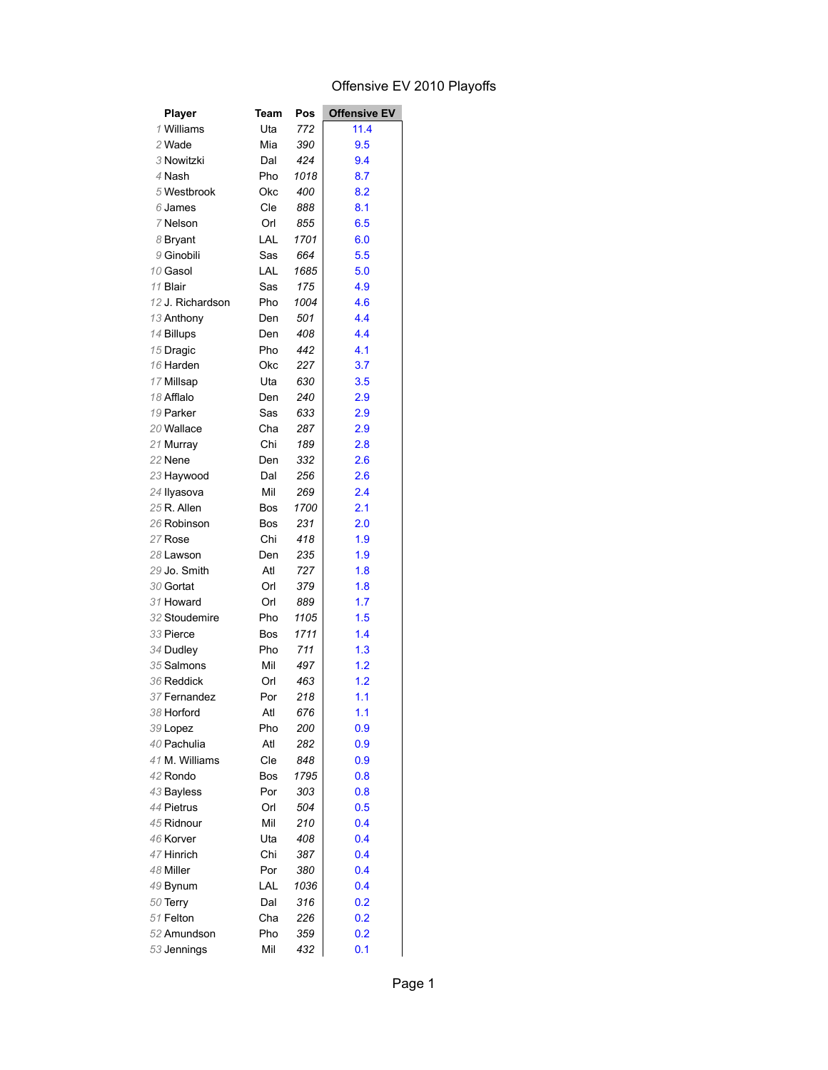# Offensive EV 2010 Playoffs

| | Player | Team | Pos | Offensive EV |
|---|---|---|---|---|
| 1 | Williams | Uta | 772 | 11.4 |
| 2 | Wade | Mia | 390 | 9.5 |
| 3 | Nowitzki | Dal | 424 | 9.4 |
| 4 | Nash | Pho | 1018 | 8.7 |
| 5 | Westbrook | Okc | 400 | 8.2 |
| 6 | James | Cle | 888 | 8.1 |
| 7 | Nelson | Orl | 855 | 6.5 |
| 8 | Bryant | LAL | 1701 | 6.0 |
| 9 | Ginobili | Sas | 664 | 5.5 |
| 10 | Gasol | LAL | 1685 | 5.0 |
| 11 | Blair | Sas | 175 | 4.9 |
| 12 | J. Richardson | Pho | 1004 | 4.6 |
| 13 | Anthony | Den | 501 | 4.4 |
| 14 | Billups | Den | 408 | 4.4 |
| 15 | Dragic | Pho | 442 | 4.1 |
| 16 | Harden | Okc | 227 | 3.7 |
| 17 | Millsap | Uta | 630 | 3.5 |
| 18 | Afflalo | Den | 240 | 2.9 |
| 19 | Parker | Sas | 633 | 2.9 |
| 20 | Wallace | Cha | 287 | 2.9 |
| 21 | Murray | Chi | 189 | 2.8 |
| 22 | Nene | Den | 332 | 2.6 |
| 23 | Haywood | Dal | 256 | 2.6 |
| 24 | Ilyasova | Mil | 269 | 2.4 |
| 25 | R. Allen | Bos | 1700 | 2.1 |
| 26 | Robinson | Bos | 231 | 2.0 |
| 27 | Rose | Chi | 418 | 1.9 |
| 28 | Lawson | Den | 235 | 1.9 |
| 29 | Jo. Smith | Atl | 727 | 1.8 |
| 30 | Gortat | Orl | 379 | 1.8 |
| 31 | Howard | Orl | 889 | 1.7 |
| 32 | Stoudemire | Pho | 1105 | 1.5 |
| 33 | Pierce | Bos | 1711 | 1.4 |
| 34 | Dudley | Pho | 711 | 1.3 |
| 35 | Salmons | Mil | 497 | 1.2 |
| 36 | Reddick | Orl | 463 | 1.2 |
| 37 | Fernandez | Por | 218 | 1.1 |
| 38 | Horford | Atl | 676 | 1.1 |
| 39 | Lopez | Pho | 200 | 0.9 |
| 40 | Pachulia | Atl | 282 | 0.9 |
| 41 | M. Williams | Cle | 848 | 0.9 |
| 42 | Rondo | Bos | 1795 | 0.8 |
| 43 | Bayless | Por | 303 | 0.8 |
| 44 | Pietrus | Orl | 504 | 0.5 |
| 45 | Ridnour | Mil | 210 | 0.4 |
| 46 | Korver | Uta | 408 | 0.4 |
| 47 | Hinrich | Chi | 387 | 0.4 |
| 48 | Miller | Por | 380 | 0.4 |
| 49 | Bynum | LAL | 1036 | 0.4 |
| 50 | Terry | Dal | 316 | 0.2 |
| 51 | Felton | Cha | 226 | 0.2 |
| 52 | Amundson | Pho | 359 | 0.2 |
| 53 | Jennings | Mil | 432 | 0.1 |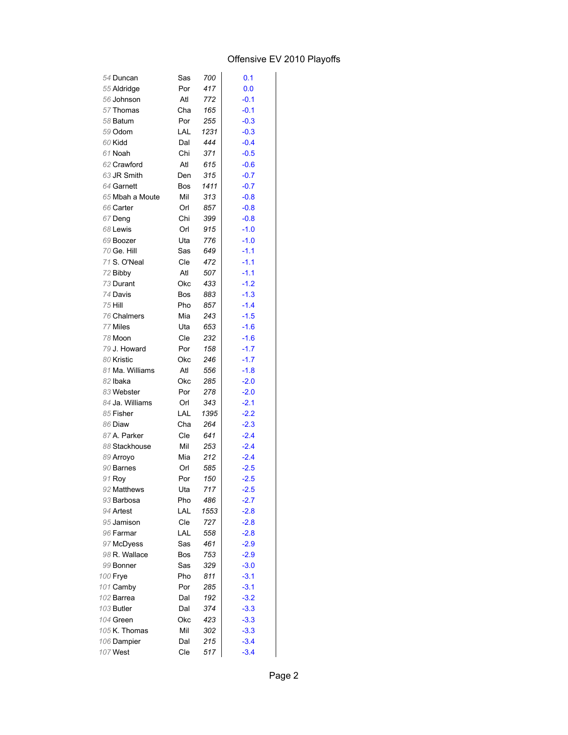Offensive EV 2010 Playoffs

| | | | | |
|---|---|---|---|---|
| 54 | Duncan | Sas | 700 | 0.1 |
| 55 | Aldridge | Por | 417 | 0.0 |
| 56 | Johnson | Atl | 772 | -0.1 |
| 57 | Thomas | Cha | 165 | -0.1 |
| 58 | Batum | Por | 255 | -0.3 |
| 59 | Odom | LAL | 1231 | -0.3 |
| 60 | Kidd | Dal | 444 | -0.4 |
| 61 | Noah | Chi | 371 | -0.5 |
| 62 | Crawford | Atl | 615 | -0.6 |
| 63 | JR Smith | Den | 315 | -0.7 |
| 64 | Garnett | Bos | 1411 | -0.7 |
| 65 | Mbah a Moute | Mil | 313 | -0.8 |
| 66 | Carter | Orl | 857 | -0.8 |
| 67 | Deng | Chi | 399 | -0.8 |
| 68 | Lewis | Orl | 915 | -1.0 |
| 69 | Boozer | Uta | 776 | -1.0 |
| 70 | Ge. Hill | Sas | 649 | -1.1 |
| 71 | S. O'Neal | Cle | 472 | -1.1 |
| 72 | Bibby | Atl | 507 | -1.1 |
| 73 | Durant | Okc | 433 | -1.2 |
| 74 | Davis | Bos | 883 | -1.3 |
| 75 | Hill | Pho | 857 | -1.4 |
| 76 | Chalmers | Mia | 243 | -1.5 |
| 77 | Miles | Uta | 653 | -1.6 |
| 78 | Moon | Cle | 232 | -1.6 |
| 79 | J. Howard | Por | 158 | -1.7 |
| 80 | Kristic | Okc | 246 | -1.7 |
| 81 | Ma. Williams | Atl | 556 | -1.8 |
| 82 | Ibaka | Okc | 285 | -2.0 |
| 83 | Webster | Por | 278 | -2.0 |
| 84 | Ja. Williams | Orl | 343 | -2.1 |
| 85 | Fisher | LAL | 1395 | -2.2 |
| 86 | Diaw | Cha | 264 | -2.3 |
| 87 | A. Parker | Cle | 641 | -2.4 |
| 88 | Stackhouse | Mil | 253 | -2.4 |
| 89 | Arroyo | Mia | 212 | -2.4 |
| 90 | Barnes | Orl | 585 | -2.5 |
| 91 | Roy | Por | 150 | -2.5 |
| 92 | Matthews | Uta | 717 | -2.5 |
| 93 | Barbosa | Pho | 486 | -2.7 |
| 94 | Artest | LAL | 1553 | -2.8 |
| 95 | Jamison | Cle | 727 | -2.8 |
| 96 | Farmar | LAL | 558 | -2.8 |
| 97 | McDyess | Sas | 461 | -2.9 |
| 98 | R. Wallace | Bos | 753 | -2.9 |
| 99 | Bonner | Sas | 329 | -3.0 |
| 100 | Frye | Pho | 811 | -3.1 |
| 101 | Camby | Por | 285 | -3.1 |
| 102 | Barrea | Dal | 192 | -3.2 |
| 103 | Butler | Dal | 374 | -3.3 |
| 104 | Green | Okc | 423 | -3.3 |
| 105 | K. Thomas | Mil | 302 | -3.3 |
| 106 | Dampier | Dal | 215 | -3.4 |
| 107 | West | Cle | 517 | -3.4 |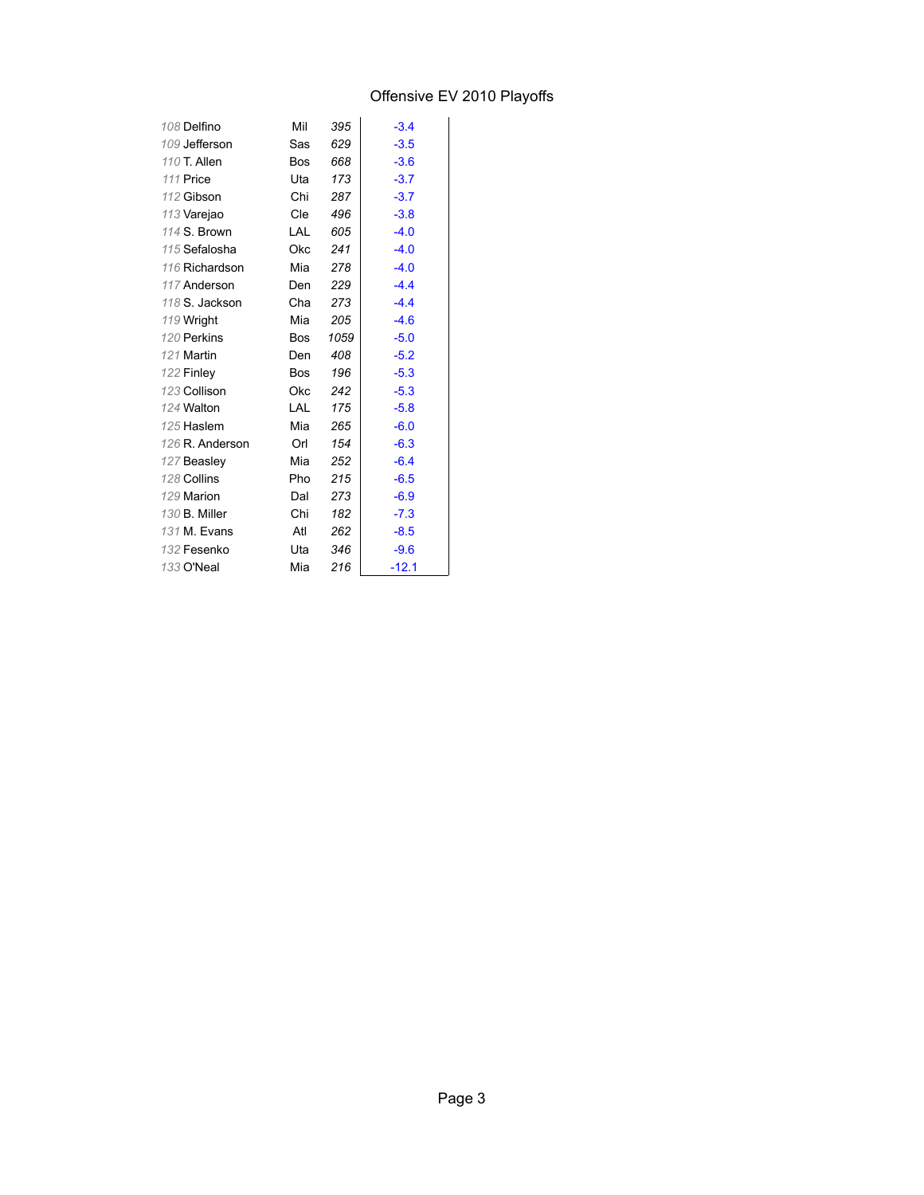Offensive EV 2010 Playoffs

| | | | | |
|---|---|---|---|---|
| 108 | Delfino | Mil | 395 | -3.4 |
| 109 | Jefferson | Sas | 629 | -3.5 |
| 110 | T. Allen | Bos | 668 | -3.6 |
| 111 | Price | Uta | 173 | -3.7 |
| 112 | Gibson | Chi | 287 | -3.7 |
| 113 | Varejao | Cle | 496 | -3.8 |
| 114 | S. Brown | LAL | 605 | -4.0 |
| 115 | Sefalosha | Okc | 241 | -4.0 |
| 116 | Richardson | Mia | 278 | -4.0 |
| 117 | Anderson | Den | 229 | -4.4 |
| 118 | S. Jackson | Cha | 273 | -4.4 |
| 119 | Wright | Mia | 205 | -4.6 |
| 120 | Perkins | Bos | 1059 | -5.0 |
| 121 | Martin | Den | 408 | -5.2 |
| 122 | Finley | Bos | 196 | -5.3 |
| 123 | Collison | Okc | 242 | -5.3 |
| 124 | Walton | LAL | 175 | -5.8 |
| 125 | Haslem | Mia | 265 | -6.0 |
| 126 | R. Anderson | Orl | 154 | -6.3 |
| 127 | Beasley | Mia | 252 | -6.4 |
| 128 | Collins | Pho | 215 | -6.5 |
| 129 | Marion | Dal | 273 | -6.9 |
| 130 | B. Miller | Chi | 182 | -7.3 |
| 131 | M. Evans | Atl | 262 | -8.5 |
| 132 | Fesenko | Uta | 346 | -9.6 |
| 133 | O'Neal | Mia | 216 | -12.1 |